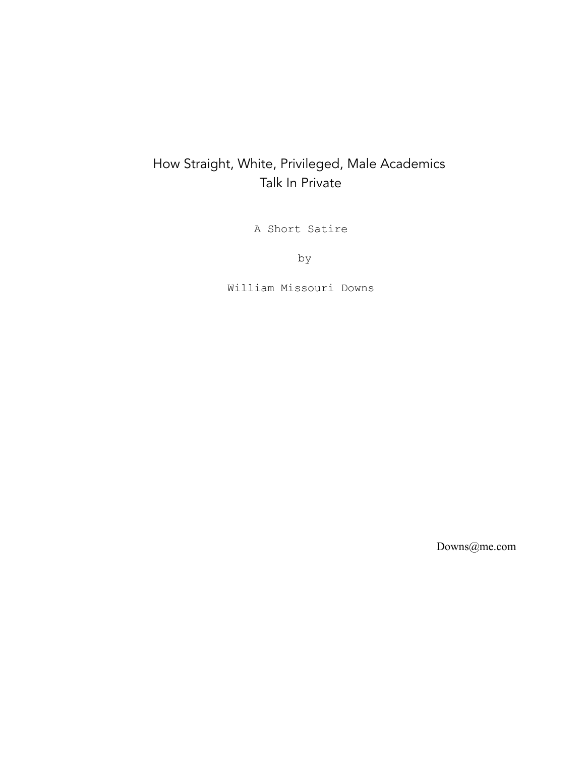# How Straight, White, Privileged, Male Academics Talk In Private

A Short Satire

by

William Missouri Downs

Downs@me.com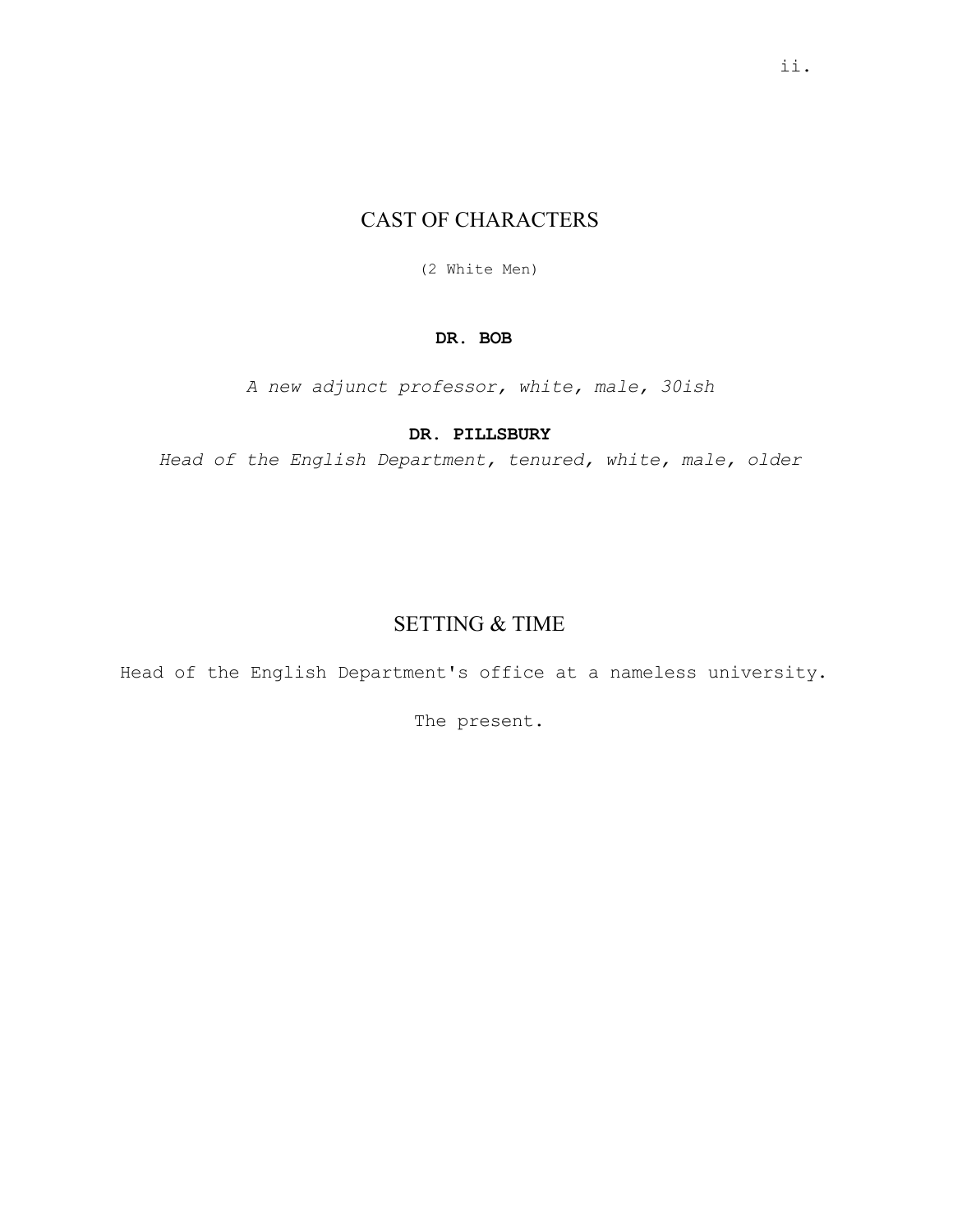## CAST OF CHARACTERS

(2 White Men)

**DR. BOB**

*A new adjunct professor, white, male, 30ish*

**DR. PILLSBURY**

*Head of the English Department, tenured, white, male, older*

## SETTING & TIME

Head of the English Department's office at a nameless university.

The present.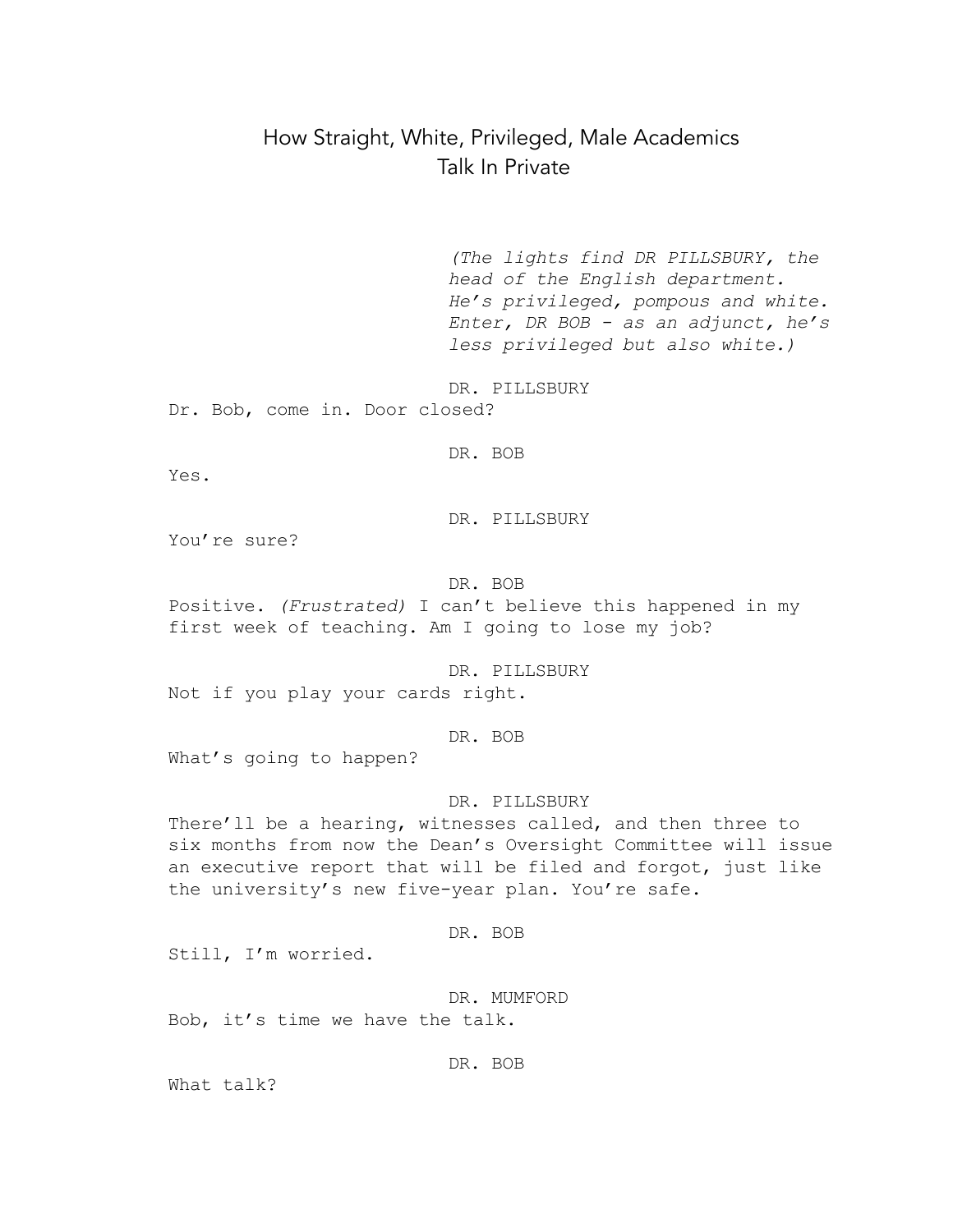# How Straight, White, Privileged, Male Academics Talk In Private

*(The lights find DR PILLSBURY, the head of the English department. He's privileged, pompous and white. Enter, DR BOB - as an adjunct, he's less privileged but also white.)*

DR. PILLSBURY

Dr. Bob, come in. Door closed?

DR. BOB

Yes.

DR. PILLSBURY

You're sure?

DR. BOB

Positive. *(Frustrated)* I can't believe this happened in my first week of teaching. Am I going to lose my job?

DR. PILLSBURY

Not if you play your cards right.

DR. BOB

What's going to happen?

DR. PILLSBURY

There'll be a hearing, witnesses called, and then three to six months from now the Dean's Oversight Committee will issue an executive report that will be filed and forgot, just like the university's new five-year plan. You're safe.

DR. BOB

Still, I'm worried.

DR. MUMFORD

Bob, it's time we have the talk.

DR. BOB

What talk?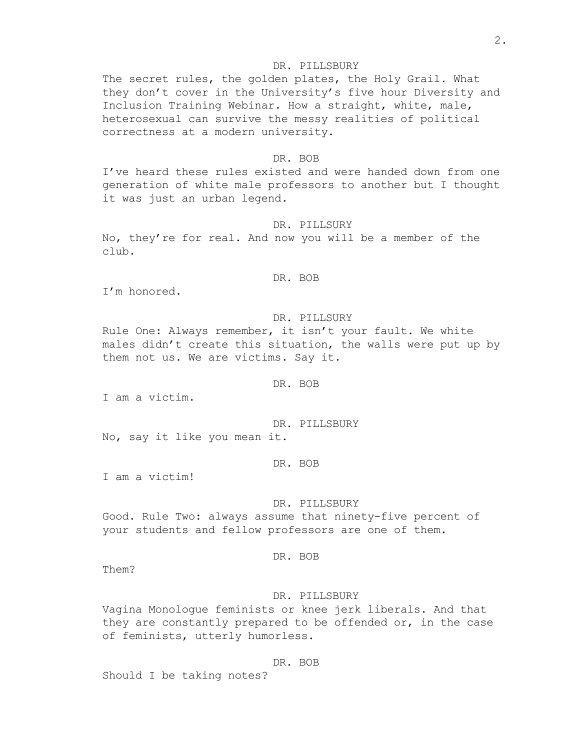DR. PILLSBURY

The secret rules, the golden plates, the Holy Grail. What they don't cover in the University's five hour Diversity and Inclusion Training Webinar. How a straight, white, male, heterosexual can survive the messy realities of political correctness at a modern university.

DR. BOB

I've heard these rules existed and were handed down from one generation of white male professors to another but I thought it was just an urban legend.

DR. PILLSURY

No, they're for real. And now you will be a member of the club.

DR. BOB

I'm honored.

DR. PILLSURY

Rule One: Always remember, it isn't your fault. We white males didn't create this situation, the walls were put up by them not us. We are victims. Say it.

DR. BOB

I am a victim.

DR. PILLSBURY

No, say it like you mean it.

DR. BOB

I am a victim!

DR. PILLSBURY

Good. Rule Two: always assume that ninety-five percent of your students and fellow professors are one of them.

DR. BOB

Them?

DR. PILLSBURY

Vagina Monologue feminists or knee jerk liberals. And that they are constantly prepared to be offended or, in the case of feminists, utterly humorless.

DR. BOB

Should I be taking notes?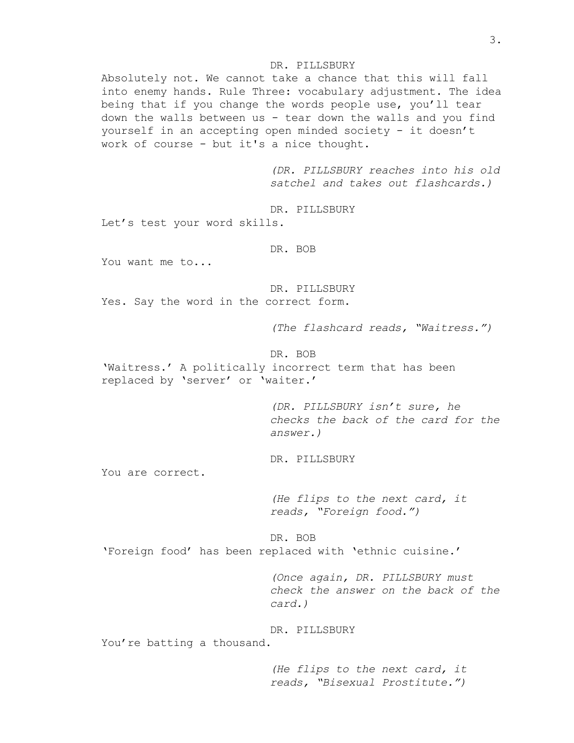DR. PILLSBURY

Absolutely not. We cannot take a chance that this will fall into enemy hands. Rule Three: vocabulary adjustment. The idea being that if you change the words people use, you'll tear down the walls between us - tear down the walls and you find yourself in an accepting open minded society - it doesn't work of course - but it's a nice thought.

*(DR. PILLSBURY reaches into his old satchel and takes out flashcards.)*

DR. PILLSBURY

Let's test your word skills.

DR. BOB

You want me to...

DR. PILLSBURY

Yes. Say the word in the correct form.

*(The flashcard reads, "Waitress.")*

DR. BOB

'Waitress.' A politically incorrect term that has been replaced by 'server' or 'waiter.'

*(DR. PILLSBURY isn't sure, he checks the back of the card for the answer.)*

DR. PILLSBURY

You are correct.

*(He flips to the next card, it reads, "Foreign food.")*

DR. BOB

'Foreign food' has been replaced with 'ethnic cuisine.'

*(Once again, DR. PILLSBURY must check the answer on the back of the card.)*

DR. PILLSBURY

You're batting a thousand.

*(He flips to the next card, it reads, "Bisexual Prostitute.")*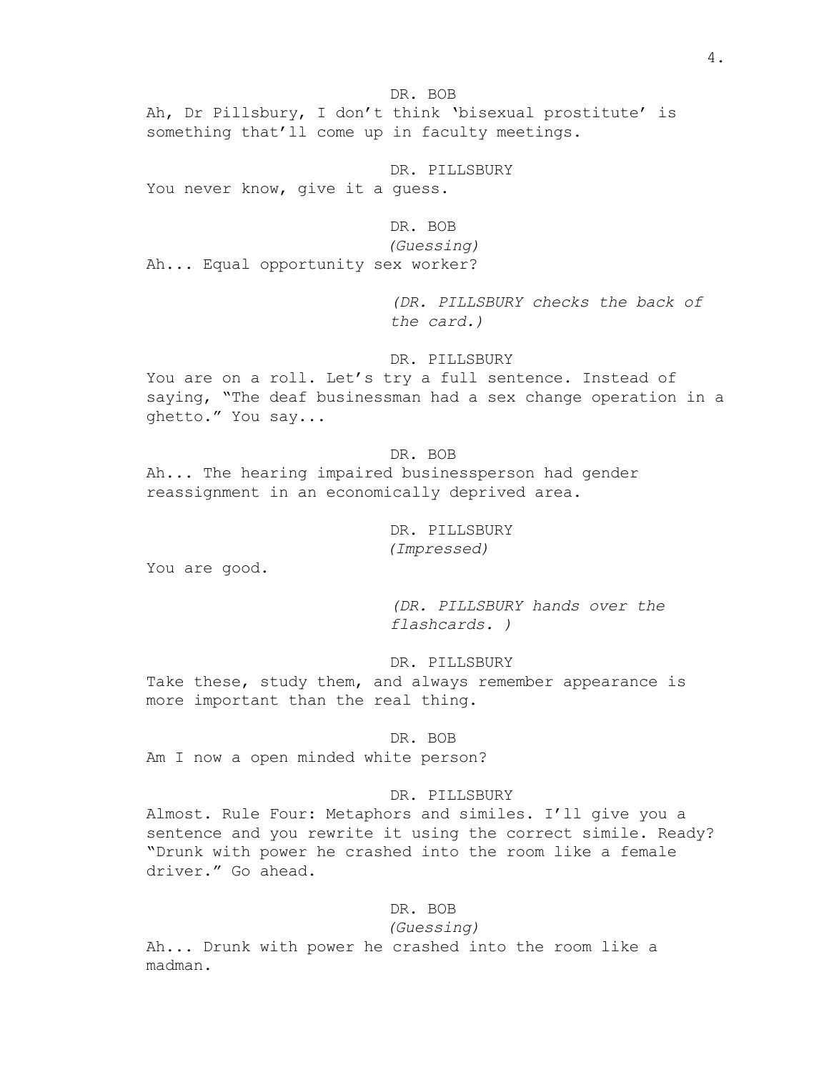DR. BOB

Ah, Dr Pillsbury, I don't think 'bisexual prostitute' is something that'll come up in faculty meetings.

DR. PILLSBURY

You never know, give it a guess.

DR. BOB

*(Guessing)*

Ah... Equal opportunity sex worker?

*(DR. PILLSBURY checks the back of the card.)*

DR. PILLSBURY

You are on a roll. Let's try a full sentence. Instead of saying, "The deaf businessman had a sex change operation in a ghetto." You say...

DR. BOB

Ah... The hearing impaired businessperson had gender reassignment in an economically deprived area.

DR. PILLSBURY

*(Impressed)*

You are good.

*(DR. PILLSBURY hands over the flashcards. )*

DR. PILLSBURY

Take these, study them, and always remember appearance is more important than the real thing.

DR. BOB

Am I now a open minded white person?

DR. PILLSBURY

Almost. Rule Four: Metaphors and similes. I'll give you a sentence and you rewrite it using the correct simile. Ready? "Drunk with power he crashed into the room like a female driver." Go ahead.

DR. BOB

*(Guessing)*

Ah... Drunk with power he crashed into the room like a madman.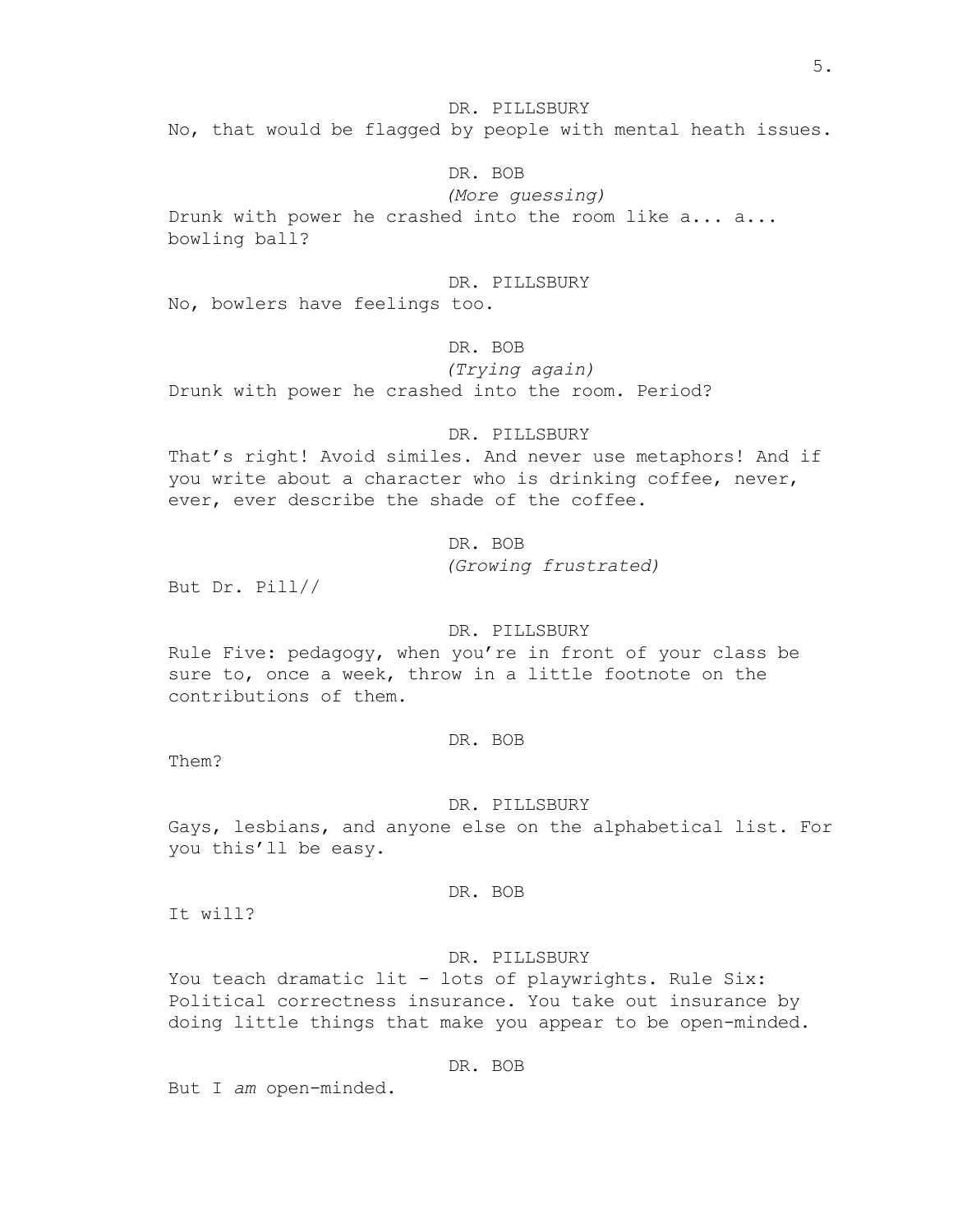DR. PILLSBURY

No, that would be flagged by people with mental heath issues.

DR. BOB

*(More guessing)*

Drunk with power he crashed into the room like a... a... bowling ball?

DR. PILLSBURY

No, bowlers have feelings too.

DR. BOB

*(Trying again)*

Drunk with power he crashed into the room. Period?

DR. PILLSBURY

That's right! Avoid similes. And never use metaphors! And if you write about a character who is drinking coffee, never, ever, ever describe the shade of the coffee.

DR. BOB

*(Growing frustrated)*

But Dr. Pill//

DR. PILLSBURY

Rule Five: pedagogy, when you're in front of your class be sure to, once a week, throw in a little footnote on the contributions of them.

DR. BOB

Them?

DR. PILLSBURY

Gays, lesbians, and anyone else on the alphabetical list. For you this'll be easy.

DR. BOB

It will?

DR. PILLSBURY

You teach dramatic lit - lots of playwrights. Rule Six: Political correctness insurance. You take out insurance by doing little things that make you appear to be open-minded.

DR. BOB

But I *am* open-minded.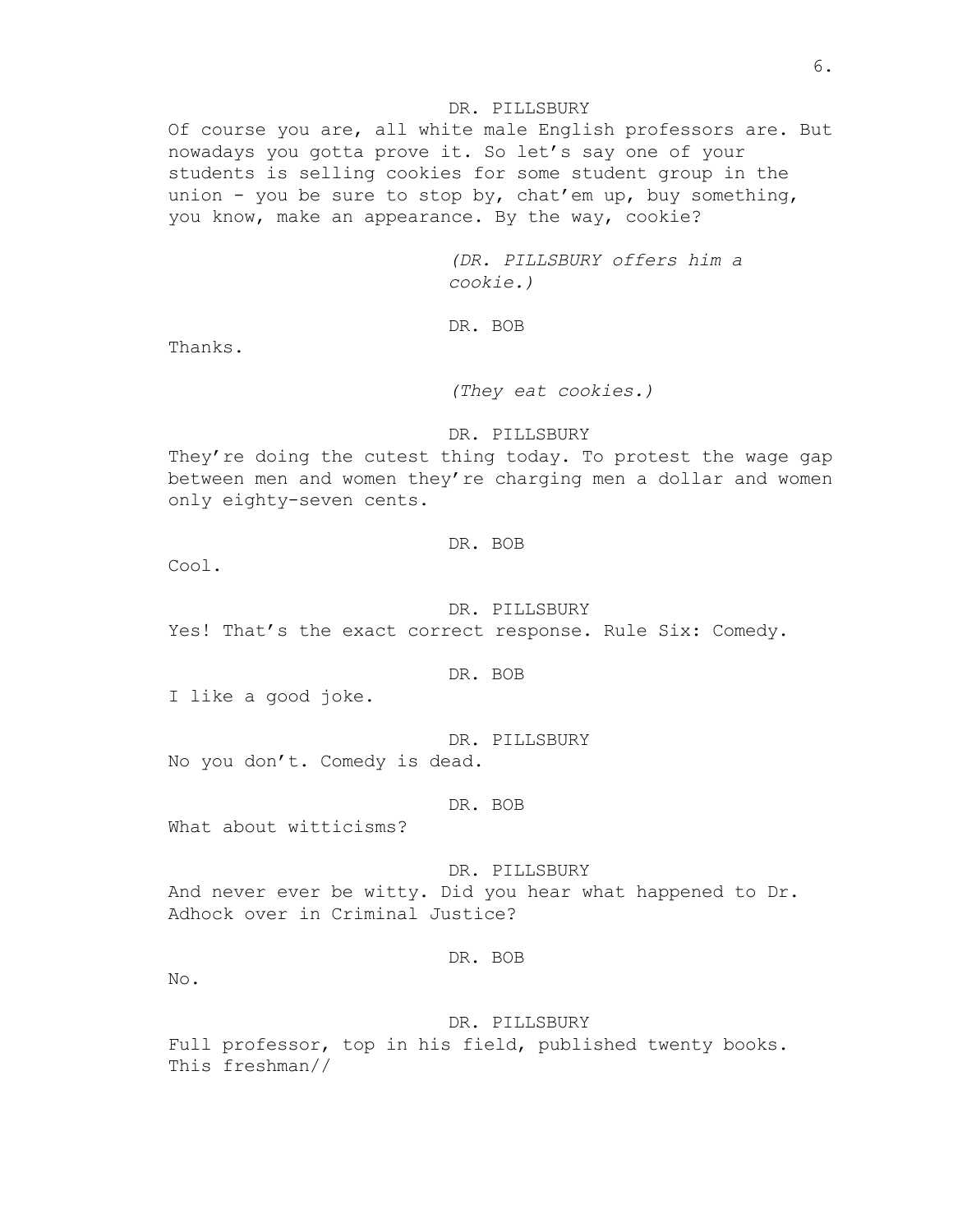DR. PILLSBURY

Of course you are, all white male English professors are. But nowadays you gotta prove it. So let's say one of your students is selling cookies for some student group in the union - you be sure to stop by, chat'em up, buy something, you know, make an appearance. By the way, cookie?

*(DR. PILLSBURY offers him a cookie.)*

DR. BOB

Thanks.

*(They eat cookies.)*

DR. PILLSBURY

They're doing the cutest thing today. To protest the wage gap between men and women they're charging men a dollar and women only eighty-seven cents.

DR. BOB

Cool.

DR. PILLSBURY

Yes! That's the exact correct response. Rule Six: Comedy.

DR. BOB

I like a good joke.

DR. PILLSBURY

No you don't. Comedy is dead.

DR. BOB

What about witticisms?

DR. PILLSBURY

And never ever be witty. Did you hear what happened to Dr. Adhock over in Criminal Justice?

DR. BOB

No.

DR. PILLSBURY

Full professor, top in his field, published twenty books. This freshman//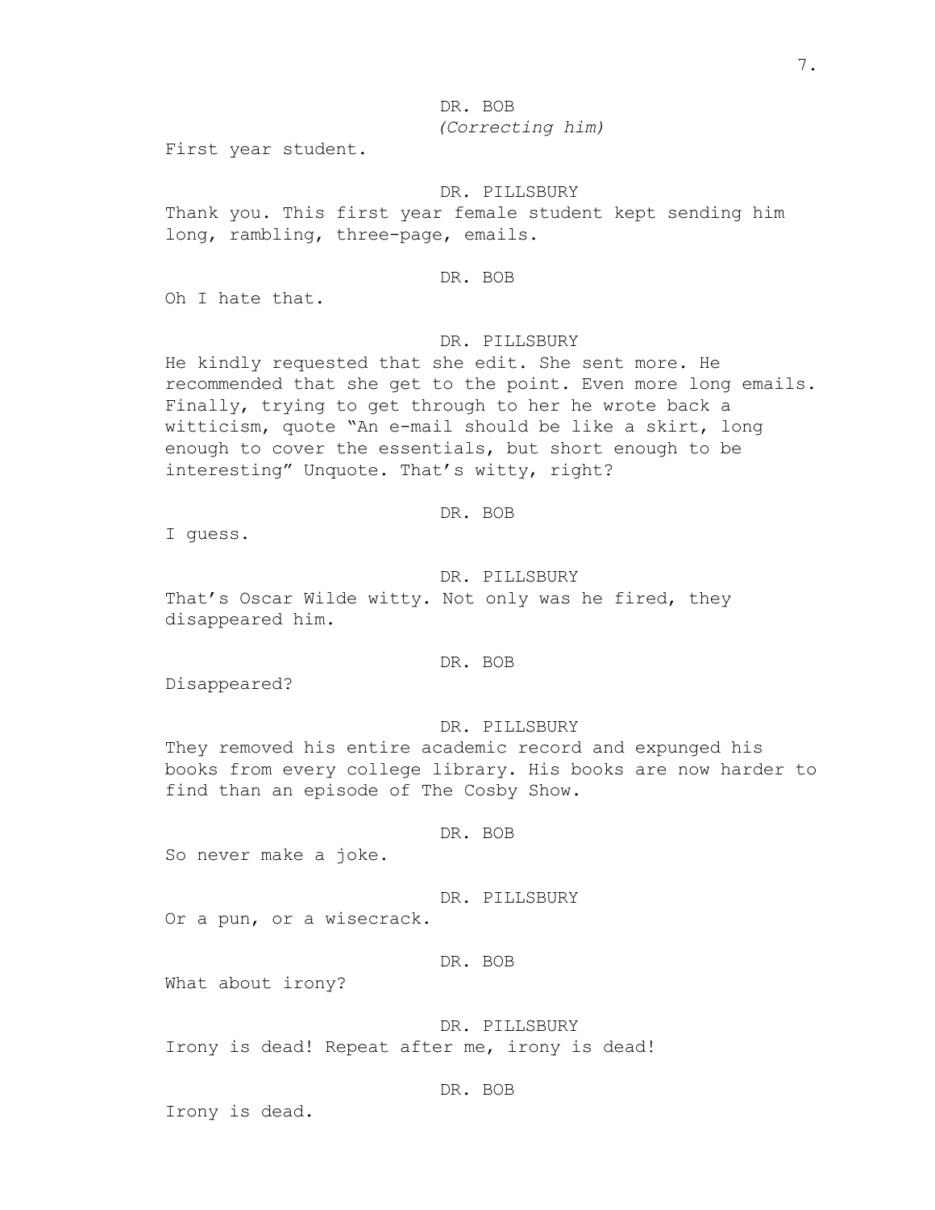DR. BOB
*(Correcting him)*

First year student.

DR. PILLSBURY

Thank you. This first year female student kept sending him long, rambling, three-page, emails.

DR. BOB

Oh I hate that.

DR. PILLSBURY

He kindly requested that she edit. She sent more. He recommended that she get to the point. Even more long emails. Finally, trying to get through to her he wrote back a witticism, quote "An e-mail should be like a skirt, long enough to cover the essentials, but short enough to be interesting" Unquote. That's witty, right?

DR. BOB

I guess.

DR. PILLSBURY

That's Oscar Wilde witty. Not only was he fired, they disappeared him.

DR. BOB

Disappeared?

DR. PILLSBURY

They removed his entire academic record and expunged his books from every college library. His books are now harder to find than an episode of The Cosby Show.

DR. BOB

So never make a joke.

DR. PILLSBURY

Or a pun, or a wisecrack.

DR. BOB

What about irony?

DR. PILLSBURY

Irony is dead! Repeat after me, irony is dead!

DR. BOB

Irony is dead.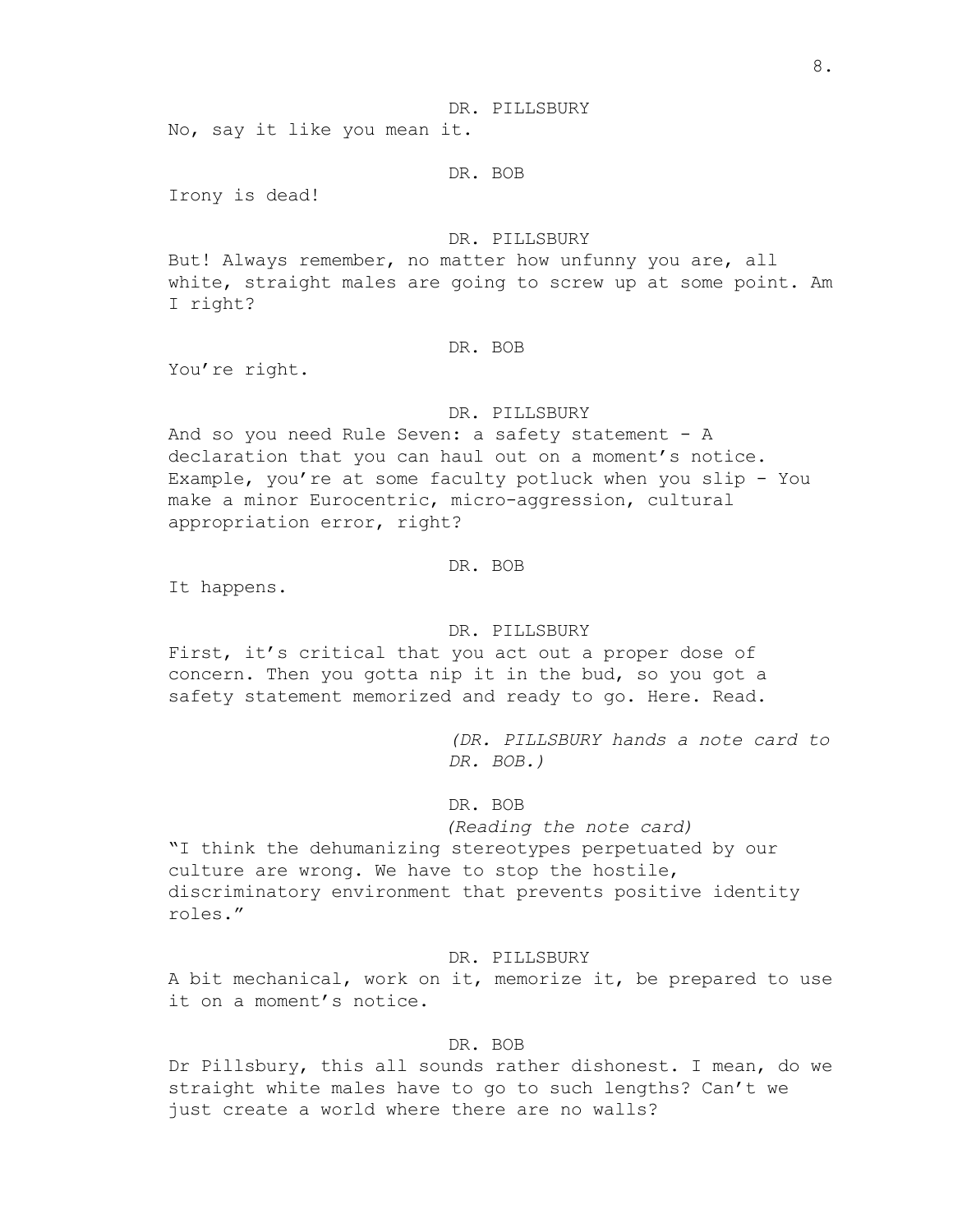DR. PILLSBURY

No, say it like you mean it.

DR. BOB

Irony is dead!

DR. PILLSBURY

But! Always remember, no matter how unfunny you are, all white, straight males are going to screw up at some point. Am I right?

DR. BOB

You're right.

DR. PILLSBURY

And so you need Rule Seven: a safety statement - A declaration that you can haul out on a moment's notice. Example, you're at some faculty potluck when you slip - You make a minor Eurocentric, micro-aggression, cultural appropriation error, right?

DR. BOB

It happens.

DR. PILLSBURY

First, it's critical that you act out a proper dose of concern. Then you gotta nip it in the bud, so you got a safety statement memorized and ready to go. Here. Read.

*(DR. PILLSBURY hands a note card to DR. BOB.)*

DR. BOB

*(Reading the note card)*

"I think the dehumanizing stereotypes perpetuated by our culture are wrong. We have to stop the hostile, discriminatory environment that prevents positive identity roles."

DR. PILLSBURY

A bit mechanical, work on it, memorize it, be prepared to use it on a moment's notice.

DR. BOB

Dr Pillsbury, this all sounds rather dishonest. I mean, do we straight white males have to go to such lengths? Can't we just create a world where there are no walls?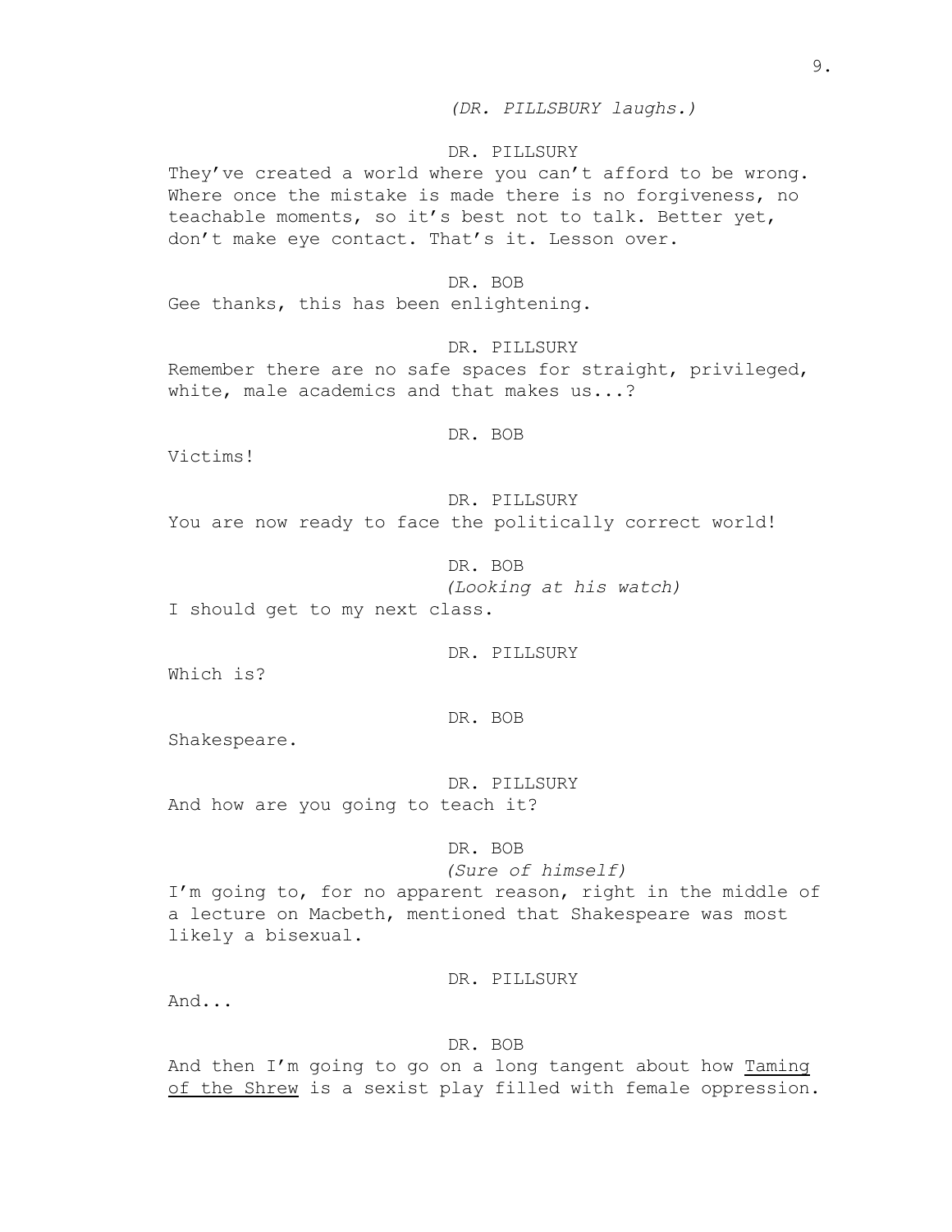*(DR. PILLSBURY laughs.)*

DR. PILLSURY

They've created a world where you can't afford to be wrong. Where once the mistake is made there is no forgiveness, no teachable moments, so it's best not to talk. Better yet, don't make eye contact. That's it. Lesson over.

DR. BOB

Gee thanks, this has been enlightening.

DR. PILLSURY

Remember there are no safe spaces for straight, privileged, white, male academics and that makes us...?

DR. BOB

Victims!

DR. PILLSURY

You are now ready to face the politically correct world!

DR. BOB

*(Looking at his watch)*

I should get to my next class.

DR. PILLSURY

Which is?

DR. BOB

Shakespeare.

DR. PILLSURY

And how are you going to teach it?

DR. BOB

*(Sure of himself)*

I'm going to, for no apparent reason, right in the middle of a lecture on Macbeth, mentioned that Shakespeare was most likely a bisexual.

DR. PILLSURY

And...

DR. BOB

And then I'm going to go on a long tangent about how Taming of the Shrew is a sexist play filled with female oppression.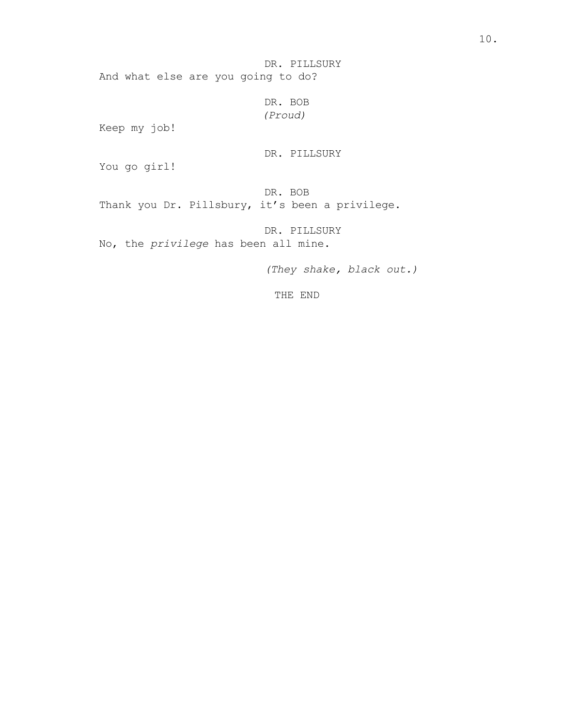DR. PILLSURY

And what else are you going to do?

DR. BOB

*(Proud)*

Keep my job!

DR. PILLSURY

You go girl!

DR. BOB

Thank you Dr. Pillsbury, it's been a privilege.

DR. PILLSURY

No, the *privilege* has been all mine.

*(They shake, black out.)*

THE END